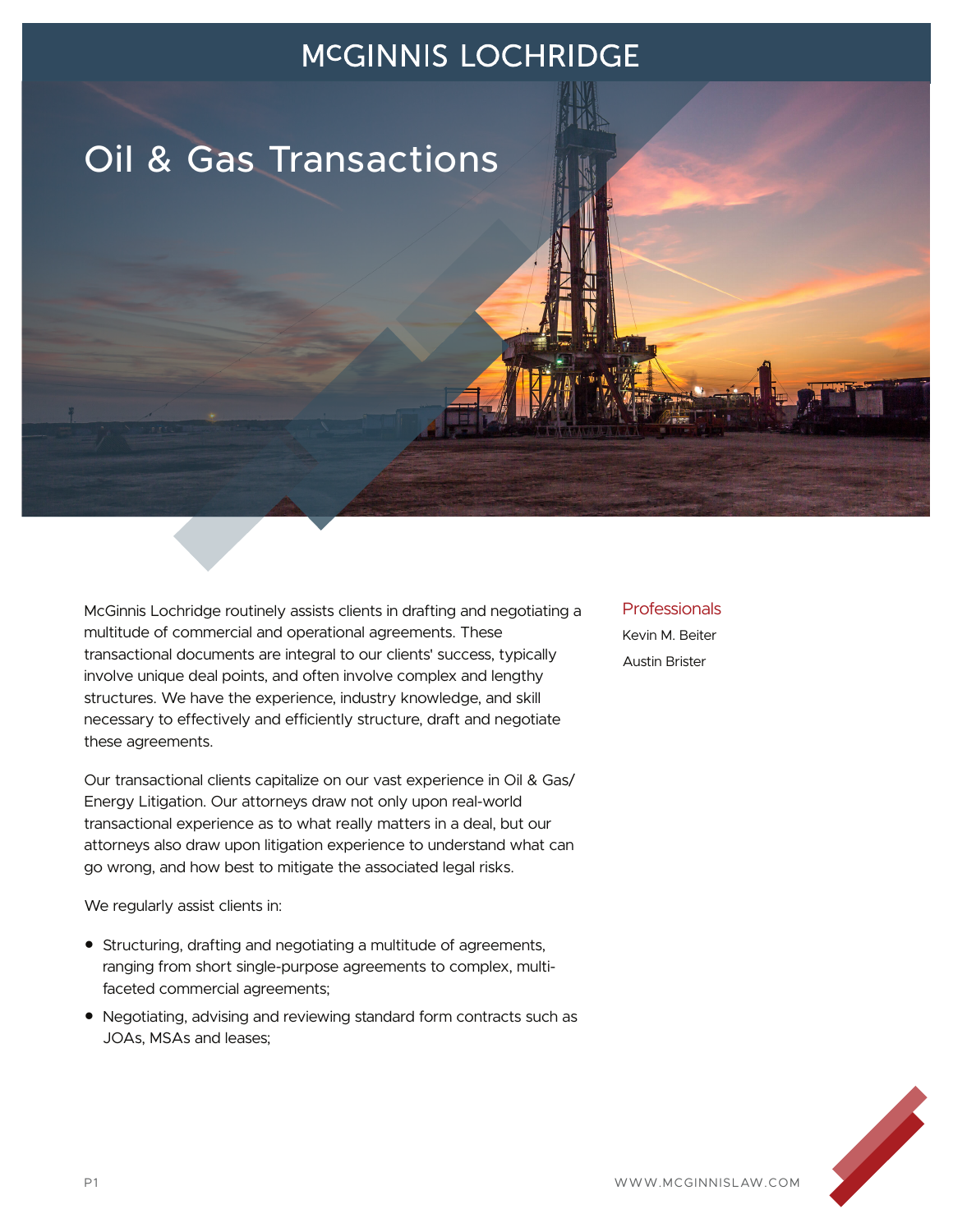# McGINNIS LOCHRIDGE

## Oil & Gas Transactions

McGinnis Lochridge routinely assists clients in drafting and negotiating a multitude of commercial and operational agreements. These transactional documents are integral to our clients' success, typically involve unique deal points, and often involve complex and lengthy structures. We have the experience, industry knowledge, and skill necessary to effectively and efficiently structure, draft and negotiate these agreements.

Our transactional clients capitalize on our vast experience in Oil & Gas/ Energy Litigation. Our attorneys draw not only upon real-world transactional experience as to what really matters in a deal, but our attorneys also draw upon litigation experience to understand what can go wrong, and how best to mitigate the associated legal risks.

We regularly assist clients in:

- Structuring, drafting and negotiating a multitude of agreements, ranging from short single-purpose agreements to complex, multi-faceted commercial agreements;
- Negotiating, advising and reviewing standard form contracts such as JOAs, MSAs and leases;

### Professionals

Kevin M. Beiter

Austin Brister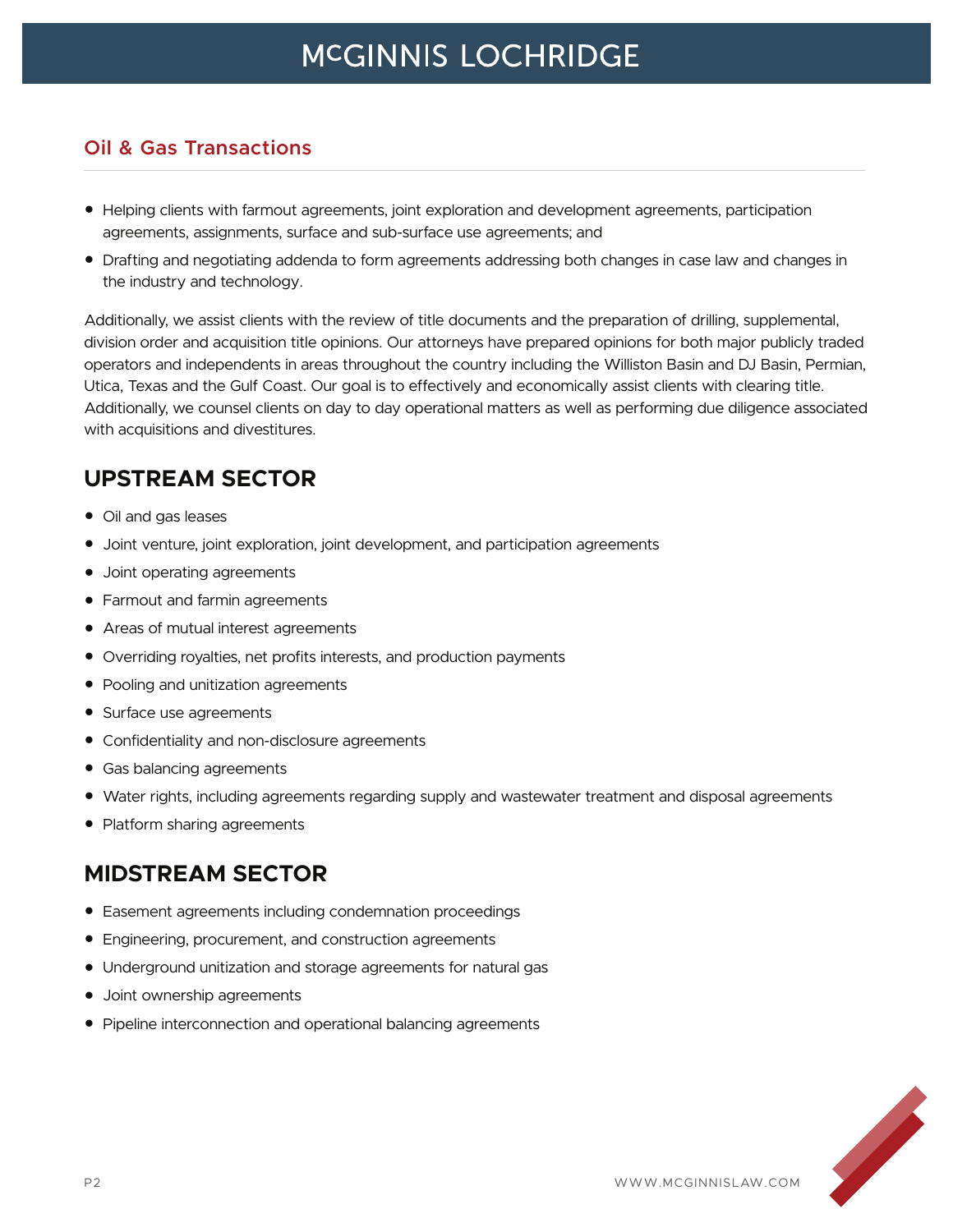## Oil & Gas Transactions

- Helping clients with farmout agreements, joint exploration and development agreements, participation agreements, assignments, surface and sub-surface use agreements; and
- Drafting and negotiating addenda to form agreements addressing both changes in case law and changes in the industry and technology.

Additionally, we assist clients with the review of title documents and the preparation of drilling, supplemental, division order and acquisition title opinions. Our attorneys have prepared opinions for both major publicly traded operators and independents in areas throughout the country including the Williston Basin and DJ Basin, Permian, Utica, Texas and the Gulf Coast. Our goal is to effectively and economically assist clients with clearing title. Additionally, we counsel clients on day to day operational matters as well as performing due diligence associated with acquisitions and divestitures.

## UPSTREAM SECTOR

- Oil and gas leases
- Joint venture, joint exploration, joint development, and participation agreements
- Joint operating agreements
- Farmout and farmin agreements
- Areas of mutual interest agreements
- Overriding royalties, net profits interests, and production payments
- Pooling and unitization agreements
- Surface use agreements
- Confidentiality and non-disclosure agreements
- Gas balancing agreements
- Water rights, including agreements regarding supply and wastewater treatment and disposal agreements
- Platform sharing agreements

## MIDSTREAM SECTOR

- Easement agreements including condemnation proceedings
- Engineering, procurement, and construction agreements
- Underground unitization and storage agreements for natural gas
- Joint ownership agreements
- Pipeline interconnection and operational balancing agreements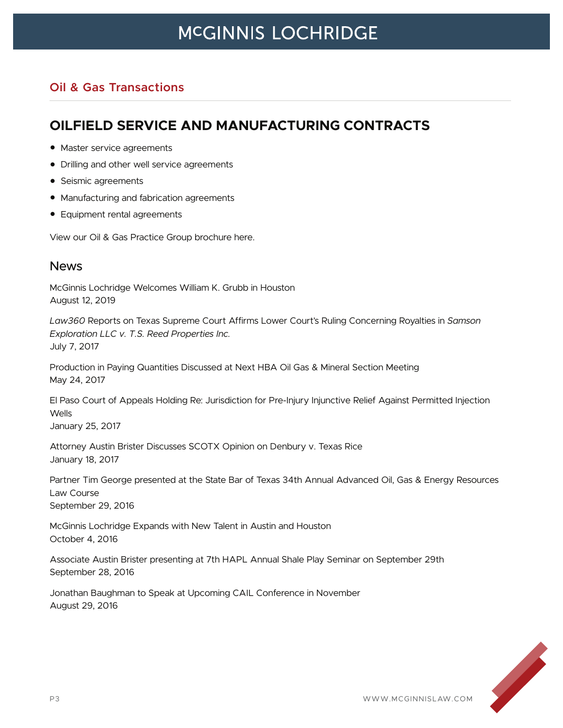## Oil & Gas Transactions

# OILFIELD SERVICE AND MANUFACTURING CONTRACTS

- Master service agreements
- Drilling and other well service agreements
- Seismic agreements
- Manufacturing and fabrication agreements
- Equipment rental agreements

View our Oil & Gas Practice Group brochure here.

## News

McGinnis Lochridge Welcomes William K. Grubb in Houston
August 12, 2019

*Law360* Reports on Texas Supreme Court Affirms Lower Court's Ruling Concerning Royalties in *Samson Exploration LLC v. T.S. Reed Properties Inc.*
July 7, 2017

Production in Paying Quantities Discussed at Next HBA Oil Gas & Mineral Section Meeting
May 24, 2017

El Paso Court of Appeals Holding Re: Jurisdiction for Pre-Injury Injunctive Relief Against Permitted Injection Wells
January 25, 2017

Attorney Austin Brister Discusses SCOTX Opinion on Denbury v. Texas Rice
January 18, 2017

Partner Tim George presented at the State Bar of Texas 34th Annual Advanced Oil, Gas & Energy Resources Law Course
September 29, 2016

McGinnis Lochridge Expands with New Talent in Austin and Houston
October 4, 2016

Associate Austin Brister presenting at 7th HAPL Annual Shale Play Seminar on September 29th
September 28, 2016

Jonathan Baughman to Speak at Upcoming CAIL Conference in November
August 29, 2016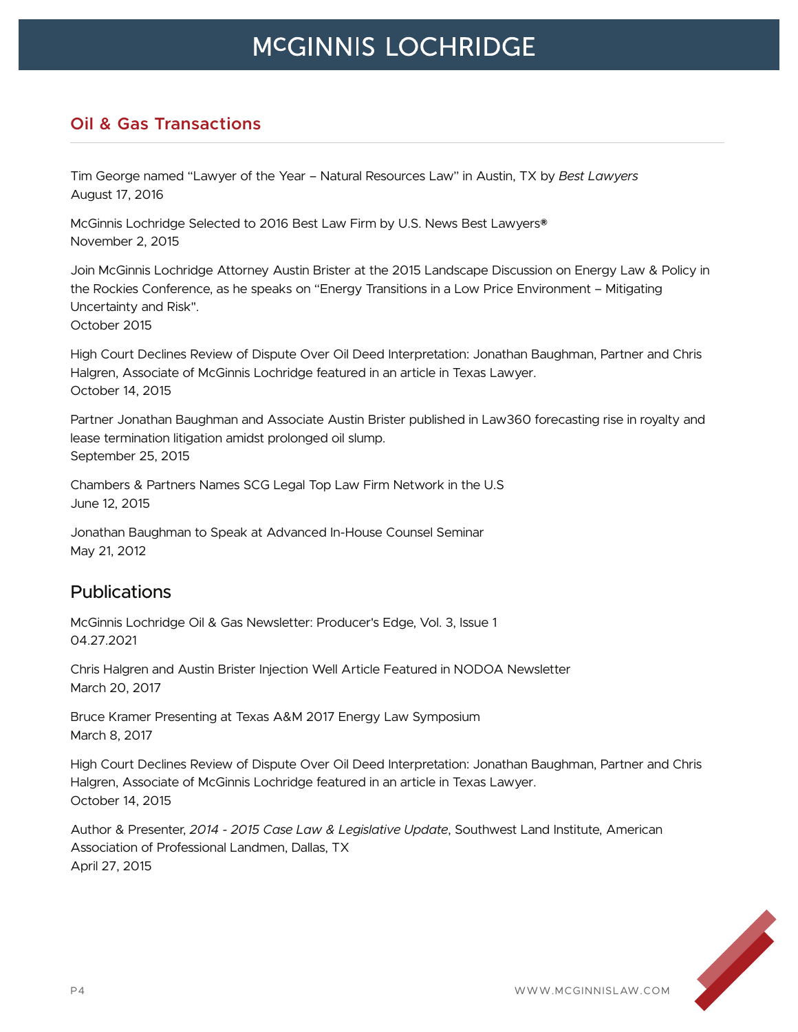## Oil & Gas Transactions

Tim George named "Lawyer of the Year – Natural Resources Law" in Austin, TX by *Best Lawyers*
August 17, 2016

McGinnis Lochridge Selected to 2016 Best Law Firm by U.S. News Best Lawyers®
November 2, 2015

Join McGinnis Lochridge Attorney Austin Brister at the 2015 Landscape Discussion on Energy Law & Policy in the Rockies Conference, as he speaks on "Energy Transitions in a Low Price Environment – Mitigating Uncertainty and Risk".
October 2015

High Court Declines Review of Dispute Over Oil Deed Interpretation: Jonathan Baughman, Partner and Chris Halgren, Associate of McGinnis Lochridge featured in an article in Texas Lawyer.
October 14, 2015

Partner Jonathan Baughman and Associate Austin Brister published in Law360 forecasting rise in royalty and lease termination litigation amidst prolonged oil slump.
September 25, 2015

Chambers & Partners Names SCG Legal Top Law Firm Network in the U.S
June 12, 2015

Jonathan Baughman to Speak at Advanced In-House Counsel Seminar
May 21, 2012

## Publications

McGinnis Lochridge Oil & Gas Newsletter: Producer's Edge, Vol. 3, Issue 1
04.27.2021

Chris Halgren and Austin Brister Injection Well Article Featured in NODOA Newsletter
March 20, 2017

Bruce Kramer Presenting at Texas A&M 2017 Energy Law Symposium
March 8, 2017

High Court Declines Review of Dispute Over Oil Deed Interpretation: Jonathan Baughman, Partner and Chris Halgren, Associate of McGinnis Lochridge featured in an article in Texas Lawyer.
October 14, 2015

Author & Presenter, *2014 - 2015 Case Law & Legislative Update*, Southwest Land Institute, American Association of Professional Landmen, Dallas, TX
April 27, 2015